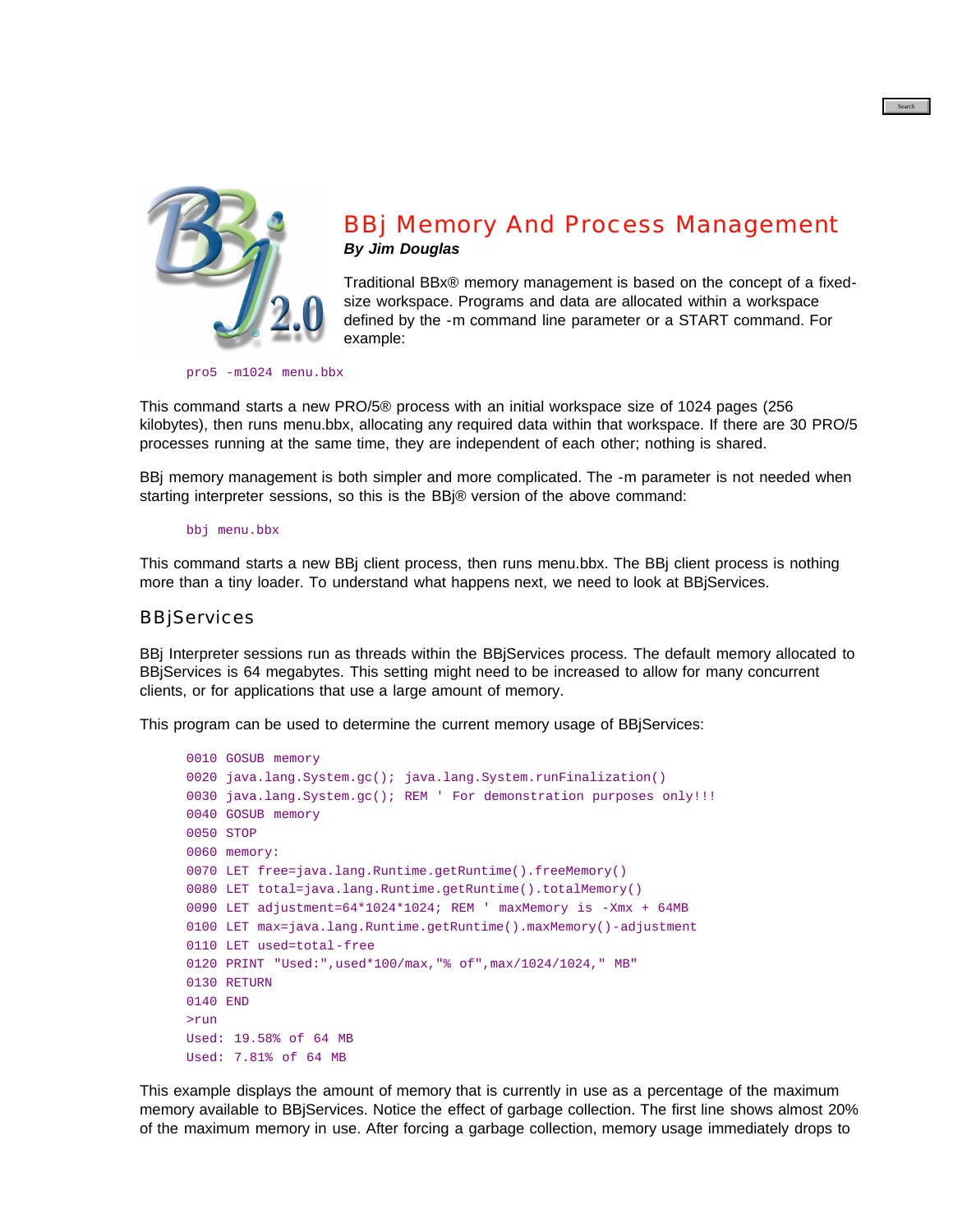# BBj Memory And Process Management

***By Jim Douglas***

Traditional BBx® memory management is based on the concept of a fixed-size workspace. Programs and data are allocated within a workspace defined by the -m command line parameter or a START command. For example:

```
pro5 -m1024 menu.bbx
```

This command starts a new PRO/5® process with an initial workspace size of 1024 pages (256 kilobytes), then runs menu.bbx, allocating any required data within that workspace. If there are 30 PRO/5 processes running at the same time, they are independent of each other; nothing is shared.

BBj memory management is both simpler and more complicated. The -m parameter is not needed when starting interpreter sessions, so this is the BBj® version of the above command:

```
bbj menu.bbx
```

This command starts a new BBj client process, then runs menu.bbx. The BBj client process is nothing more than a tiny loader. To understand what happens next, we need to look at BBjServices.

## BBjServices

BBj Interpreter sessions run as threads within the BBjServices process. The default memory allocated to BBjServices is 64 megabytes. This setting might need to be increased to allow for many concurrent clients, or for applications that use a large amount of memory.

This program can be used to determine the current memory usage of BBjServices:

```
0010 GOSUB memory
0020 java.lang.System.gc(); java.lang.System.runFinalization()
0030 java.lang.System.gc(); REM ' For demonstration purposes only!!!
0040 GOSUB memory
0050 STOP
0060 memory:
0070 LET free=java.lang.Runtime.getRuntime().freeMemory()
0080 LET total=java.lang.Runtime.getRuntime().totalMemory()
0090 LET adjustment=64*1024*1024; REM ' maxMemory is -Xmx + 64MB
0100 LET max=java.lang.Runtime.getRuntime().maxMemory()-adjustment
0110 LET used=total-free
0120 PRINT "Used:",used*100/max,"% of",max/1024/1024," MB"
0130 RETURN
0140 END
>run
Used: 19.58% of 64 MB
Used: 7.81% of 64 MB
```

This example displays the amount of memory that is currently in use as a percentage of the maximum memory available to BBjServices. Notice the effect of garbage collection. The first line shows almost 20% of the maximum memory in use. After forcing a garbage collection, memory usage immediately drops to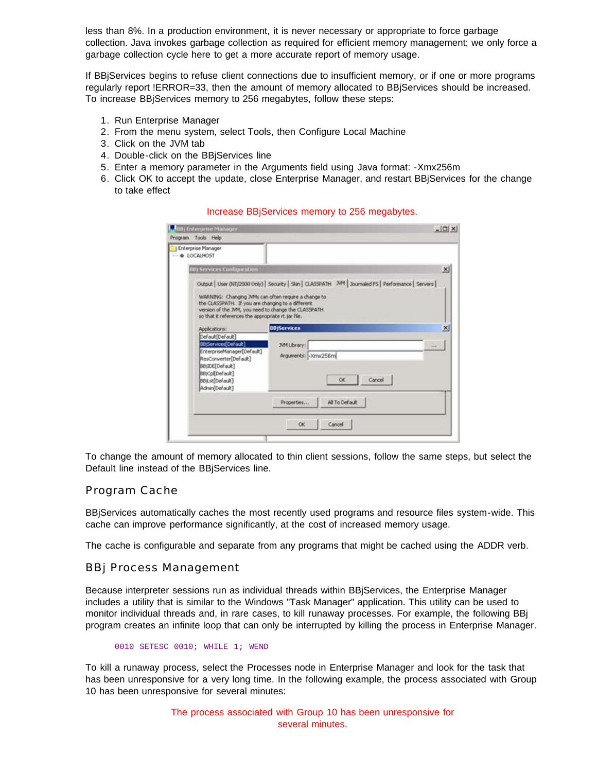less than 8%. In a production environment, it is never necessary or appropriate to force garbage collection. Java invokes garbage collection as required for efficient memory management; we only force a garbage collection cycle here to get a more accurate report of memory usage.

If BBjServices begins to refuse client connections due to insufficient memory, or if one or more programs regularly report !ERROR=33, then the amount of memory allocated to BBjServices should be increased. To increase BBjServices memory to 256 megabytes, follow these steps:

1. Run Enterprise Manager
2. From the menu system, select Tools, then Configure Local Machine
3. Click on the JVM tab
4. Double-click on the BBjServices line
5. Enter a memory parameter in the Arguments field using Java format: -Xmx256m
6. Click OK to accept the update, close Enterprise Manager, and restart BBjServices for the change to take effect

Increase BBjServices memory to 256 megabytes.

To change the amount of memory allocated to thin client sessions, follow the same steps, but select the Default line instead of the BBjServices line.

## Program Cache

BBjServices automatically caches the most recently used programs and resource files system-wide. This cache can improve performance significantly, at the cost of increased memory usage.

The cache is configurable and separate from any programs that might be cached using the ADDR verb.

## BBj Process Management

Because interpreter sessions run as individual threads within BBjServices, the Enterprise Manager includes a utility that is similar to the Windows "Task Manager" application. This utility can be used to monitor individual threads and, in rare cases, to kill runaway processes. For example, the following BBj program creates an infinite loop that can only be interrupted by killing the process in Enterprise Manager.

```
0010 SETESC 0010; WHILE 1; WEND
```

To kill a runaway process, select the Processes node in Enterprise Manager and look for the task that has been unresponsive for a very long time. In the following example, the process associated with Group 10 has been unresponsive for several minutes:

The process associated with Group 10 has been unresponsive for several minutes.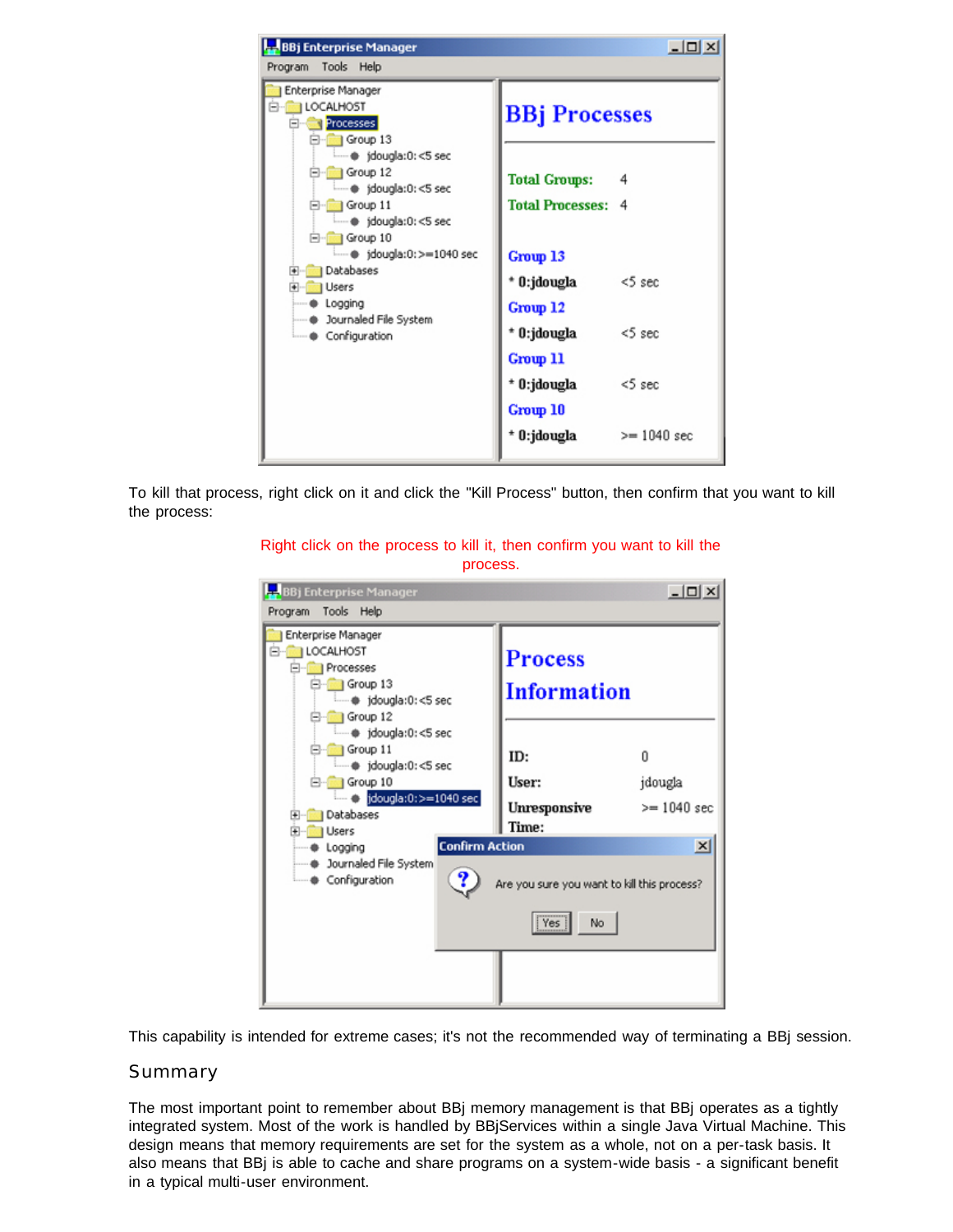To kill that process, right click on it and click the "Kill Process" button, then confirm that you want to kill the process:

Right click on the process to kill it, then confirm you want to kill the process.

This capability is intended for extreme cases; it's not the recommended way of terminating a BBj session.

## Summary

The most important point to remember about BBj memory management is that BBj operates as a tightly integrated system. Most of the work is handled by BBjServices within a single Java Virtual Machine. This design means that memory requirements are set for the system as a whole, not on a per-task basis. It also means that BBj is able to cache and share programs on a system-wide basis - a significant benefit in a typical multi-user environment.